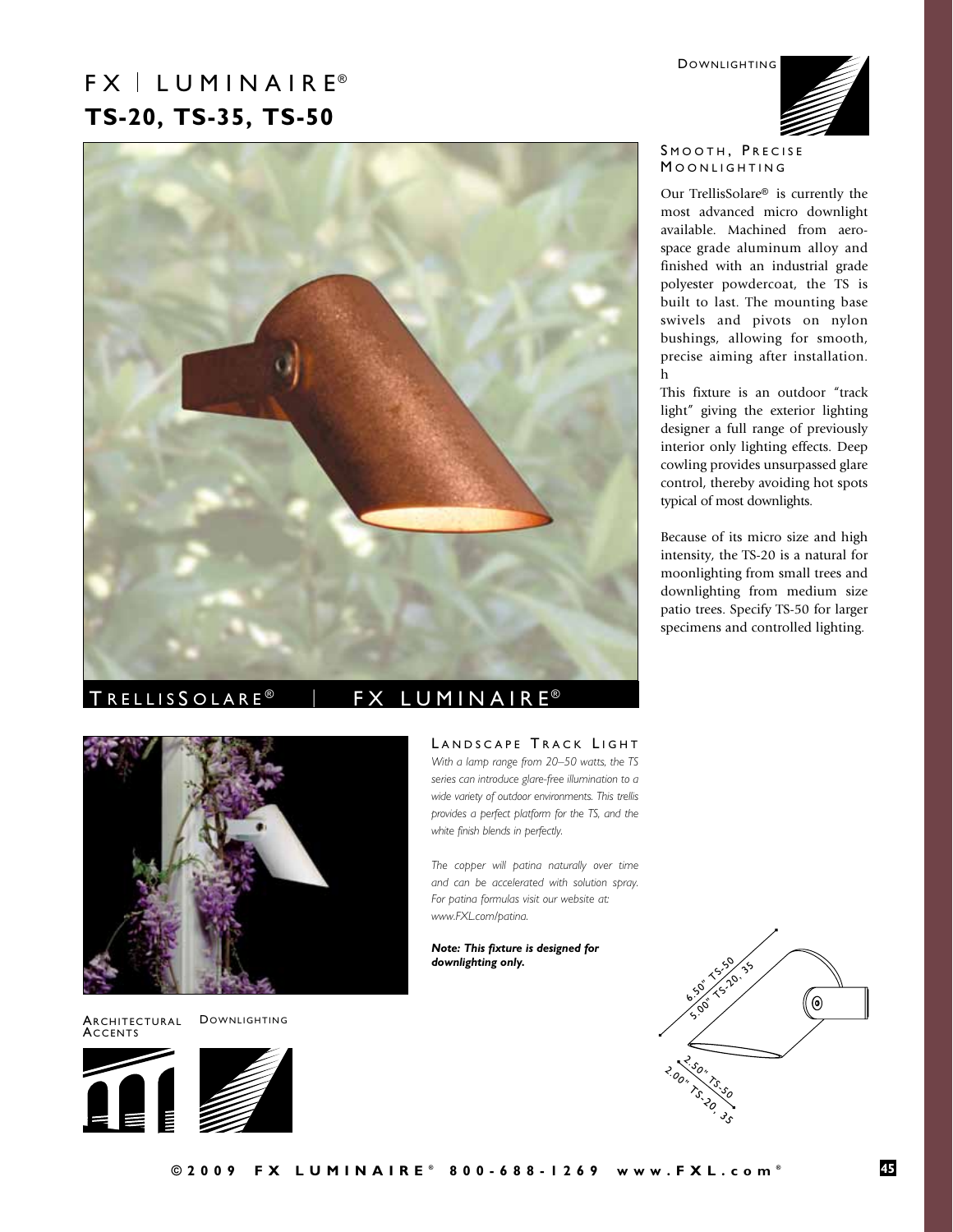# FX | LUMINAIRE®

## TS-20, TS-35, TS-50

DOWNLIGHTING

### SMOOTH, PRECISE MOONLIGHTING

Our TrellisSolare® is currently the most advanced micro downlight available. Machined from aerospace grade aluminum alloy and finished with an industrial grade polyester powdercoat, the TS is built to last. The mounting base swivels and pivots on nylon bushings, allowing for smooth, precise aiming after installation. h

This fixture is an outdoor "track light" giving the exterior lighting designer a full range of previously interior only lighting effects. Deep cowling provides unsurpassed glare control, thereby avoiding hot spots typical of most downlights.

Because of its micro size and high intensity, the TS-20 is a natural for moonlighting from small trees and downlighting from medium size patio trees. Specify TS-50 for larger specimens and controlled lighting.

TRELLISSOLARE® | FX LUMINAIRE®

### LANDSCAPE TRACK LIGHT

*With a lamp range from 20–50 watts, the TS series can introduce glare-free illumination to a wide variety of outdoor environments. This trellis provides a perfect platform for the TS, and the white finish blends in perfectly.*

*The copper will patina naturally over time and can be accelerated with solution spray. For patina formulas visit our website at: www.FXL.com/patina.*

***Note: This fixture is designed for downlighting only.***

6.50" TS-50
5.00" TS-20, 35

2.50" TS-50
2.00" TS-20, 35

ARCHITECTURAL ACCENTS

DOWNLIGHTING

©2009 FX LUMINAIRE® 800-688-1269 www.FXL.com®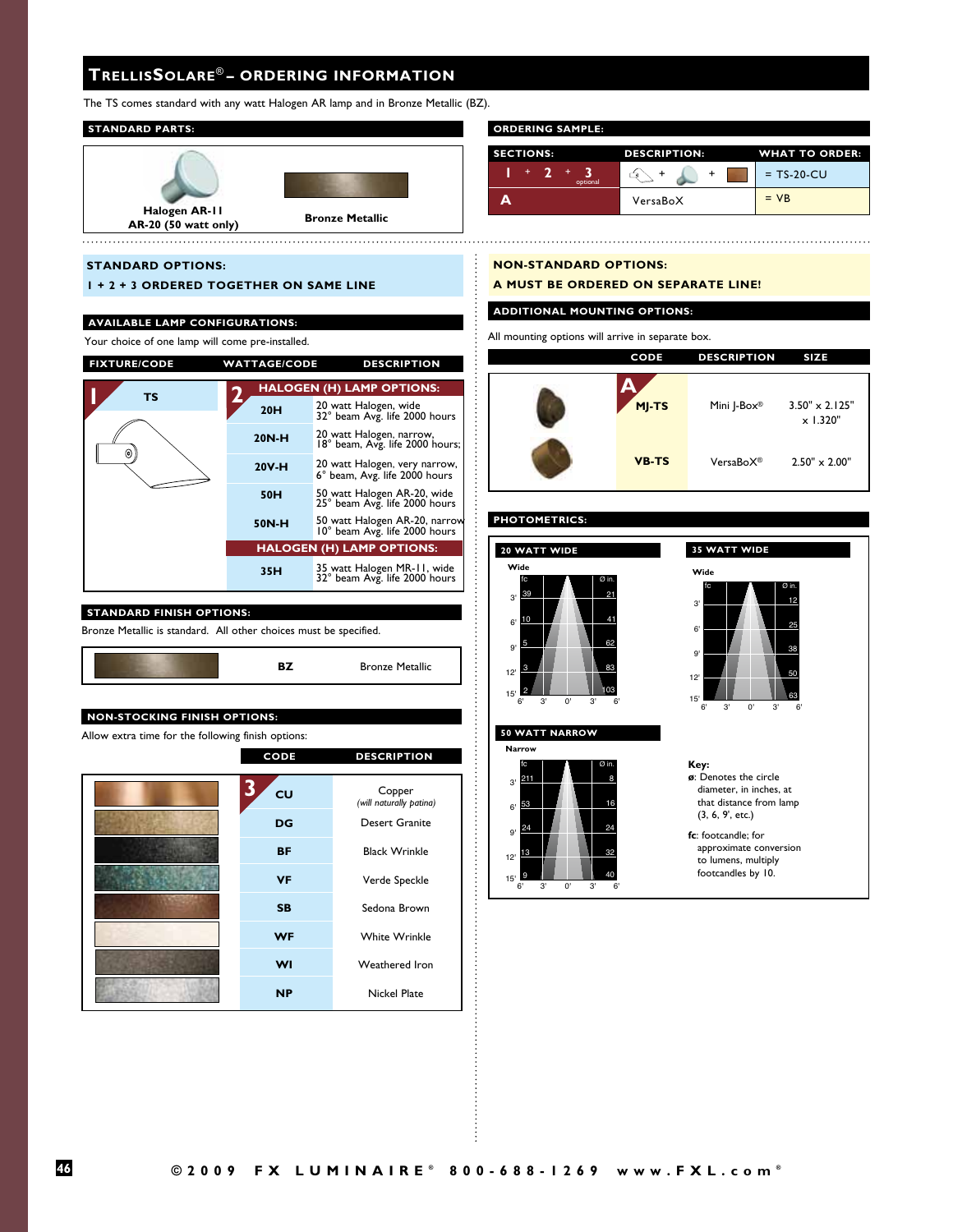# TrellisSolare® – Ordering Information

The TS comes standard with any watt Halogen AR lamp and in Bronze Metallic (BZ).

## STANDARD PARTS:

Halogen AR-11
AR-20 (50 watt only)

Bronze Metallic

## ORDERING SAMPLE:

| SECTIONS: | DESCRIPTION: | WHAT TO ORDER: |
|---|---|---|
| 1 + 2 + 3 (optional) | + + | = TS-20-CU |
| A | VersaBoX | = VB |

## STANDARD OPTIONS:

**1 + 2 + 3 ORDERED TOGETHER ON SAME LINE**

## NON-STANDARD OPTIONS:

**A MUST BE ORDERED ON SEPARATE LINE!**

## AVAILABLE LAMP CONFIGURATIONS:

Your choice of one lamp will come pre-installed.

| FIXTURE/CODE | WATTAGE/CODE | DESCRIPTION |
|---|---|---|
| 1 TS | 2 HALOGEN (H) LAMP OPTIONS: | |
| | 20H | 20 watt Halogen, wide 32° beam Avg. life 2000 hours |
| | 20N-H | 20 watt Halogen, narrow, 18° beam, Avg. life 2000 hours; |
| | 20V-H | 20 watt Halogen, very narrow, 6° beam, Avg. life 2000 hours |
| | 50H | 50 watt Halogen AR-20, wide 25° beam Avg. life 2000 hours |
| | 50N-H | 50 watt Halogen AR-20, narrow 10° beam Avg. life 2000 hours |
| | HALOGEN (H) LAMP OPTIONS: | |
| | 35H | 35 watt Halogen MR-11, wide 32° beam Avg. life 2000 hours |

## ADDITIONAL MOUNTING OPTIONS:

All mounting options will arrive in separate box.

| CODE | DESCRIPTION | SIZE |
|---|---|---|
| A MJ-TS | Mini J-Box® | 3.50" x 2.125" x 1.320" |
| VB-TS | VersaBoX® | 2.50" x 2.00" |

## STANDARD FINISH OPTIONS:

Bronze Metallic is standard. All other choices must be specified.

| | |
|---|---|
| BZ | Bronze Metallic |

## NON-STOCKING FINISH OPTIONS:

Allow extra time for the following finish options:

| CODE | DESCRIPTION |
|---|---|
| 3 CU | Copper *(will naturally patina)* |
| DG | Desert Granite |
| BF | Black Wrinkle |
| VF | Verde Speckle |
| SB | Sedona Brown |
| WF | White Wrinkle |
| WI | Weathered Iron |
| NP | Nickel Plate |

## PHOTOMETRICS:

### 20 WATT WIDE

Wide

fc Ø in.
3' 39 21
6' 10 41
9' 5 62
12' 3 83
15' 2 103
6' 3' 0' 3' 6'

### 35 WATT WIDE

Wide

fc Ø in.
3' 12
6' 25
9' 38
12' 50
15' 63
6' 3' 0' 3' 6'

### 50 WATT NARROW

Narrow

fc Ø in.
3' 211 8
6' 53 16
9' 24 24
12' 13 32
15' 9 40
6' 3' 0' 3' 6'

**Key:**
**ø**: Denotes the circle diameter, in inches, at that distance from lamp (3, 6, 9', etc.)

**fc**: footcandle; for approximate conversion to lumens, multiply footcandles by 10.

©2009 FX LUMINAIRE® 800-688-1269 www.FXL.com®